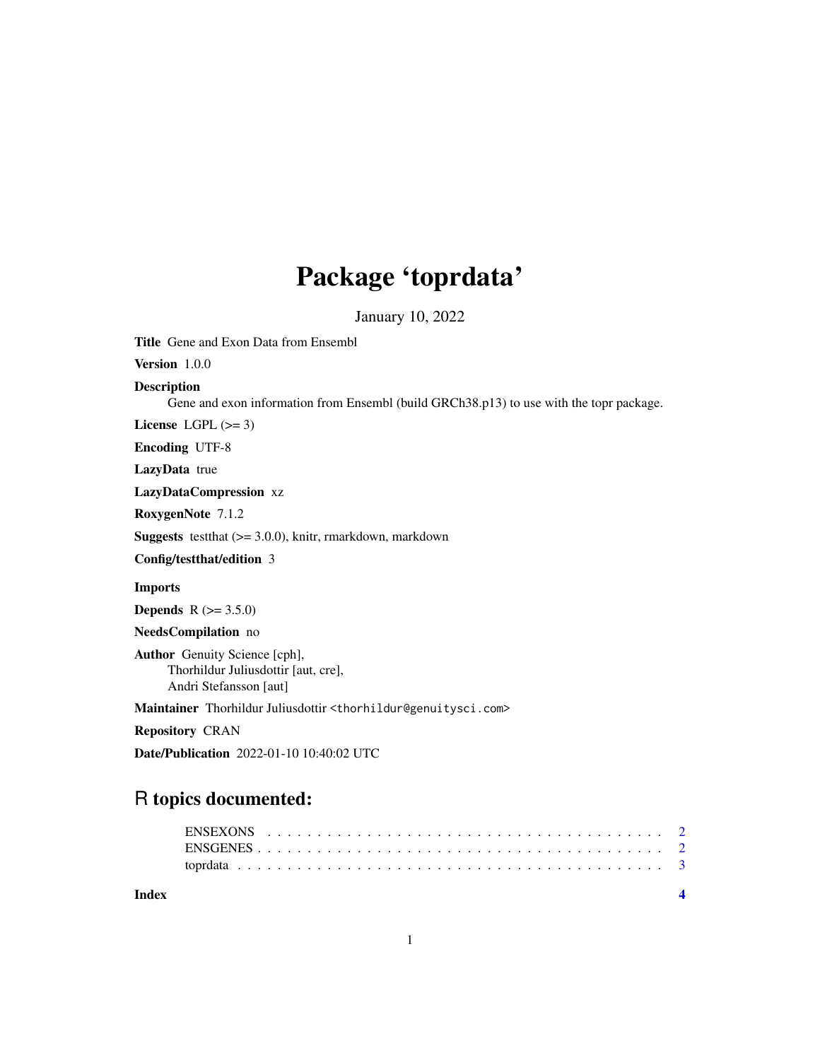# Package 'toprdata'

January 10, 2022

**Title** Gene and Exon Data from Ensembl

**Version** 1.0.0

**Description**
Gene and exon information from Ensembl (build GRCh38.p13) to use with the topr package.

**License** LGPL (>= 3)

**Encoding** UTF-8

**LazyData** true

**LazyDataCompression** xz

**RoxygenNote** 7.1.2

**Suggests** testthat (>= 3.0.0), knitr, rmarkdown, markdown

**Config/testthat/edition** 3

**Imports**

**Depends** R (>= 3.5.0)

**NeedsCompilation** no

**Author** Genuity Science [cph],
Thorhildur Juliusdottir [aut, cre],
Andri Stefansson [aut]

**Maintainer** Thorhildur Juliusdottir <thorhildur@genuitysci.com>

**Repository** CRAN

**Date/Publication** 2022-01-10 10:40:02 UTC

## R topics documented:

ENSEXONS . . . . . . . . . . . . . . . . . . . . . . . . . . . . . . . . . . . . . . . . . 2
ENSGENES . . . . . . . . . . . . . . . . . . . . . . . . . . . . . . . . . . . . . . . . . 2
toprdata . . . . . . . . . . . . . . . . . . . . . . . . . . . . . . . . . . . . . . . . . 3

**Index** **4**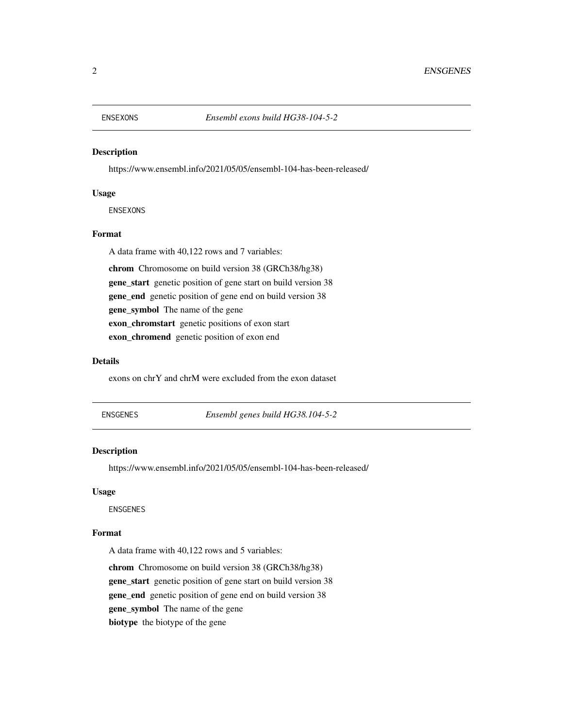## ENSEXONS *Ensembl exons build HG38-104-5-2*

### Description

https://www.ensembl.info/2021/05/05/ensembl-104-has-been-released/

### Usage

```
ENSEXONS
```

### Format

A data frame with 40,122 rows and 7 variables:

**chrom** Chromosome on build version 38 (GRCh38/hg38)

**gene_start** genetic position of gene start on build version 38

**gene_end** genetic position of gene end on build version 38

**gene_symbol** The name of the gene

**exon_chromstart** genetic positions of exon start

**exon_chromend** genetic position of exon end

### Details

exons on chrY and chrM were excluded from the exon dataset

## ENSGENES *Ensembl genes build HG38.104-5-2*

### Description

https://www.ensembl.info/2021/05/05/ensembl-104-has-been-released/

### Usage

```
ENSGENES
```

### Format

A data frame with 40,122 rows and 5 variables:

**chrom** Chromosome on build version 38 (GRCh38/hg38)

**gene_start** genetic position of gene start on build version 38

**gene_end** genetic position of gene end on build version 38

**gene_symbol** The name of the gene

**biotype** the biotype of the gene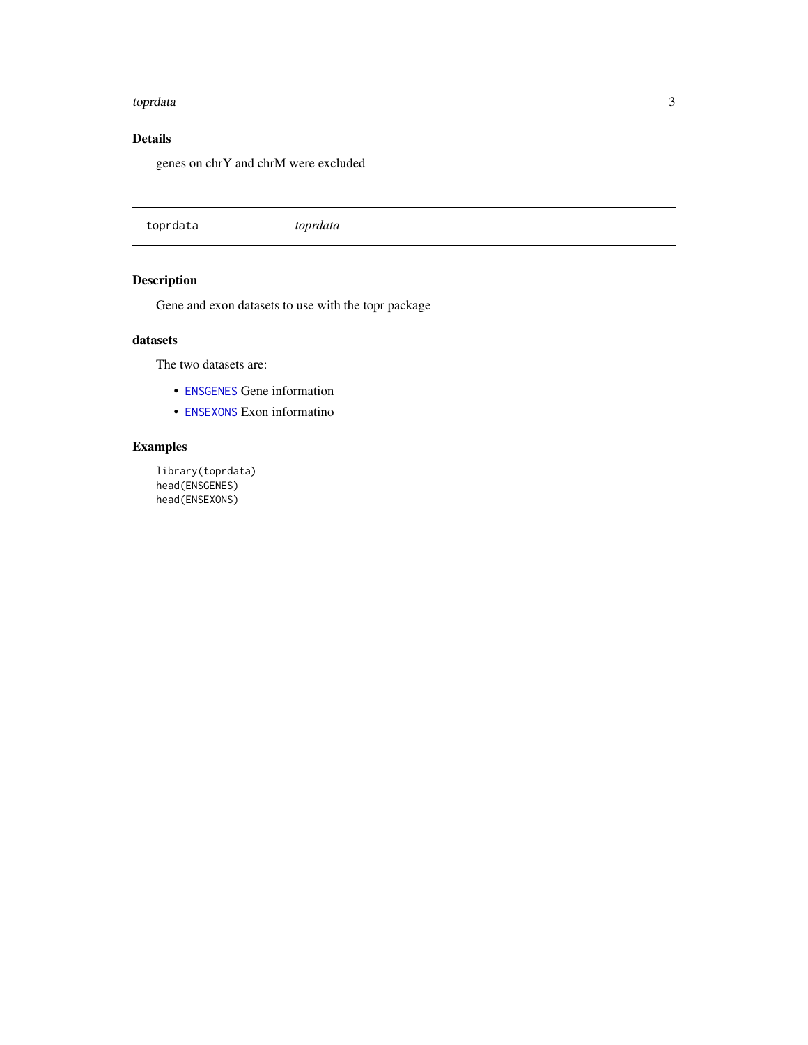## Details

genes on chrY and chrM were excluded

---

toprdata    *toprdata*

---

## Description

Gene and exon datasets to use with the topr package

## datasets

The two datasets are:

- `ENSGENES` Gene information
- `ENSEXONS` Exon informatino

## Examples

```
library(toprdata)
head(ENSGENES)
head(ENSEXONS)
```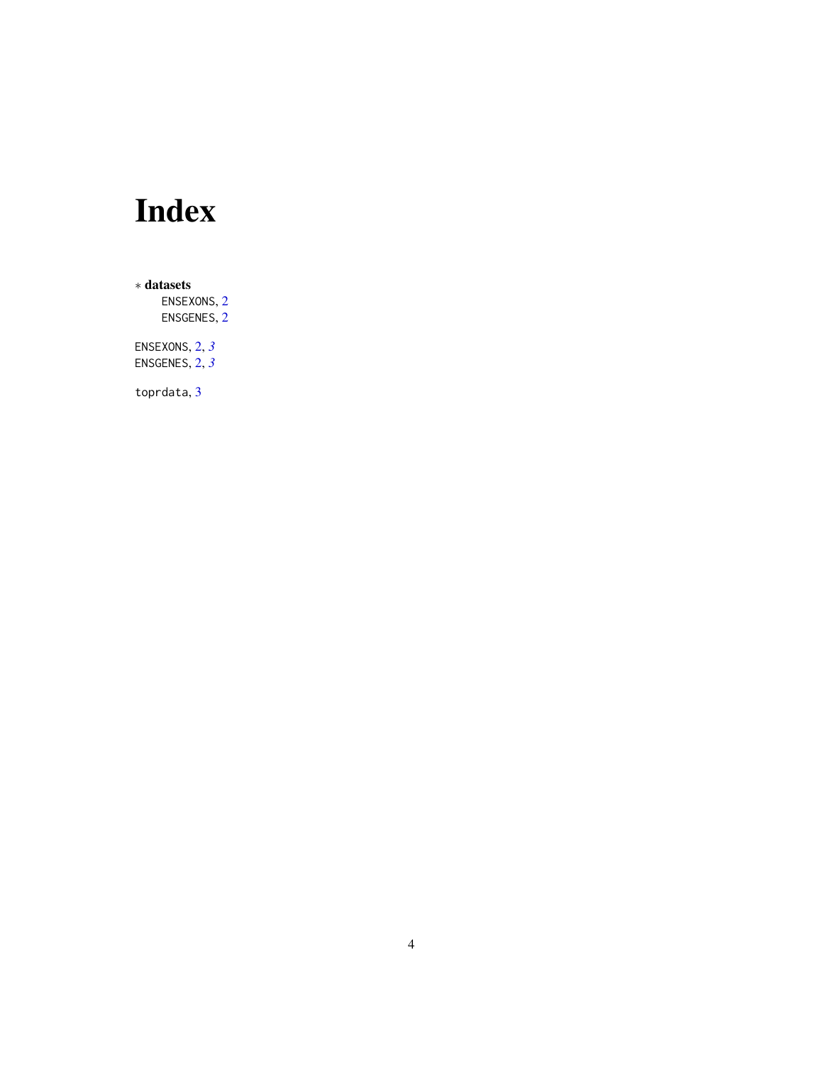# Index

∗ **datasets**
    ENSEXONS, 2
    ENSGENES, 2

ENSEXONS, 2, *3*
ENSGENES, 2, *3*

toprdata, 3